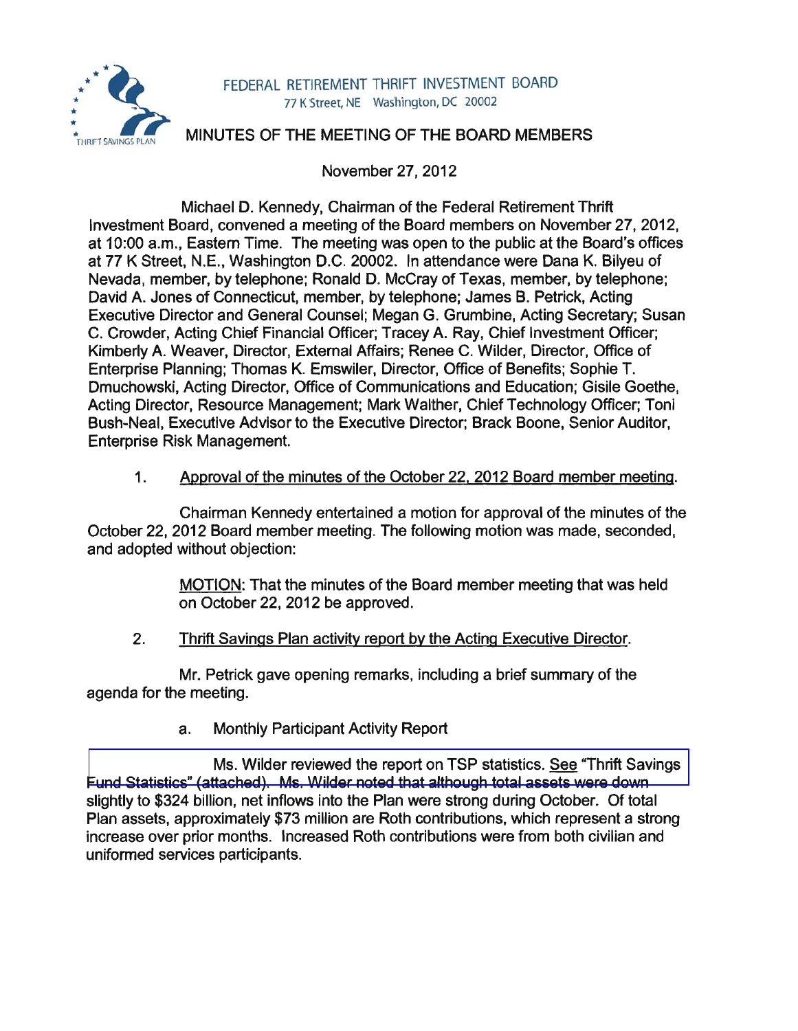FEDERAL RETIREMENT THRIFT INVESTMENT BOARD
77 K Street, NE Washington, DC 20002

THRIFT SAVINGS PLAN

# MINUTES OF THE MEETING OF THE BOARD MEMBERS

November 27, 2012

Michael D. Kennedy, Chairman of the Federal Retirement Thrift Investment Board, convened a meeting of the Board members on November 27, 2012, at 10:00 a.m., Eastern Time. The meeting was open to the public at the Board's offices at 77 K Street, N.E., Washington D.C. 20002. In attendance were Dana K. Bilyeu of Nevada, member, by telephone; Ronald D. McCray of Texas, member, by telephone; David A. Jones of Connecticut, member, by telephone; James B. Petrick, Acting Executive Director and General Counsel; Megan G. Grumbine, Acting Secretary; Susan C. Crowder, Acting Chief Financial Officer; Tracey A. Ray, Chief Investment Officer; Kimberly A. Weaver, Director, External Affairs; Renee C. Wilder, Director, Office of Enterprise Planning; Thomas K. Emswiler, Director, Office of Benefits; Sophie T. Dmuchowski, Acting Director, Office of Communications and Education; Gisile Goethe, Acting Director, Resource Management; Mark Walther, Chief Technology Officer; Toni Bush-Neal, Executive Advisor to the Executive Director; Brack Boone, Senior Auditor, Enterprise Risk Management.

1. Approval of the minutes of the October 22, 2012 Board member meeting.

Chairman Kennedy entertained a motion for approval of the minutes of the October 22, 2012 Board member meeting. The following motion was made, seconded, and adopted without objection:

> MOTION: That the minutes of the Board member meeting that was held on October 22, 2012 be approved.

2. Thrift Savings Plan activity report by the Acting Executive Director.

Mr. Petrick gave opening remarks, including a brief summary of the agenda for the meeting.

a. Monthly Participant Activity Report

Ms. Wilder reviewed the report on TSP statistics. See "Thrift Savings Fund Statistics" (attached). Ms. Wilder noted that although total assets were down slightly to $324 billion, net inflows into the Plan were strong during October. Of total Plan assets, approximately $73 million are Roth contributions, which represent a strong increase over prior months. Increased Roth contributions were from both civilian and uniformed services participants.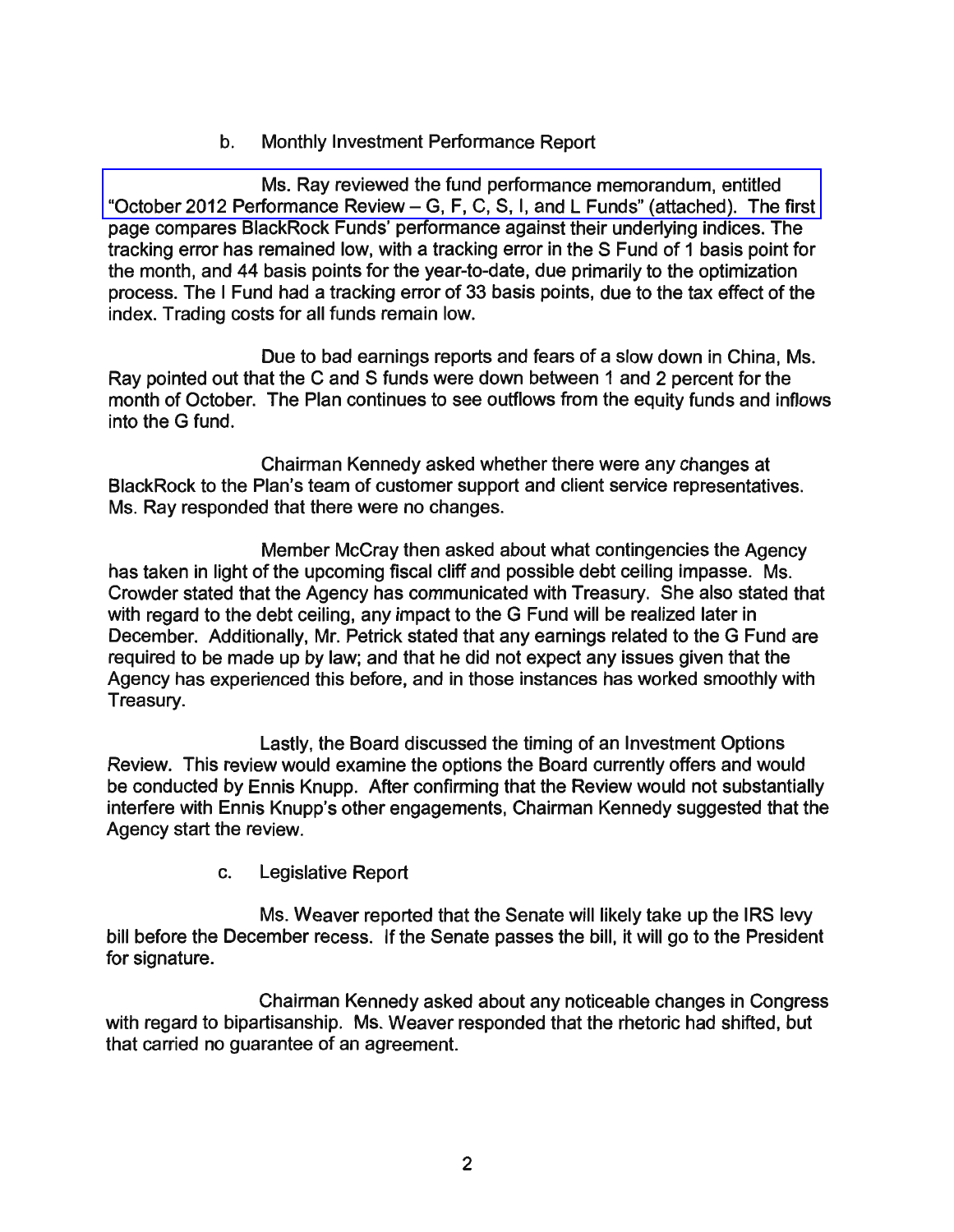b. Monthly Investment Performance Report

Ms. Ray reviewed the fund performance memorandum, entitled "October 2012 Performance Review – G, F, C, S, I, and L Funds" (attached). The first page compares BlackRock Funds' performance against their underlying indices. The tracking error has remained low, with a tracking error in the S Fund of 1 basis point for the month, and 44 basis points for the year-to-date, due primarily to the optimization process. The I Fund had a tracking error of 33 basis points, due to the tax effect of the index. Trading costs for all funds remain low.

Due to bad earnings reports and fears of a slow down in China, Ms. Ray pointed out that the C and S funds were down between 1 and 2 percent for the month of October. The Plan continues to see outflows from the equity funds and inflows into the G fund.

Chairman Kennedy asked whether there were any changes at BlackRock to the Plan's team of customer support and client service representatives. Ms. Ray responded that there were no changes.

Member McCray then asked about what contingencies the Agency has taken in light of the upcoming fiscal cliff and possible debt ceiling impasse. Ms. Crowder stated that the Agency has communicated with Treasury. She also stated that with regard to the debt ceiling, any impact to the G Fund will be realized later in December. Additionally, Mr. Petrick stated that any earnings related to the G Fund are required to be made up by law; and that he did not expect any issues given that the Agency has experienced this before, and in those instances has worked smoothly with Treasury.

Lastly, the Board discussed the timing of an Investment Options Review. This review would examine the options the Board currently offers and would be conducted by Ennis Knupp. After confirming that the Review would not substantially interfere with Ennis Knupp's other engagements, Chairman Kennedy suggested that the Agency start the review.

c. Legislative Report

Ms. Weaver reported that the Senate will likely take up the IRS levy bill before the December recess. If the Senate passes the bill, it will go to the President for signature.

Chairman Kennedy asked about any noticeable changes in Congress with regard to bipartisanship. Ms. Weaver responded that the rhetoric had shifted, but that carried no guarantee of an agreement.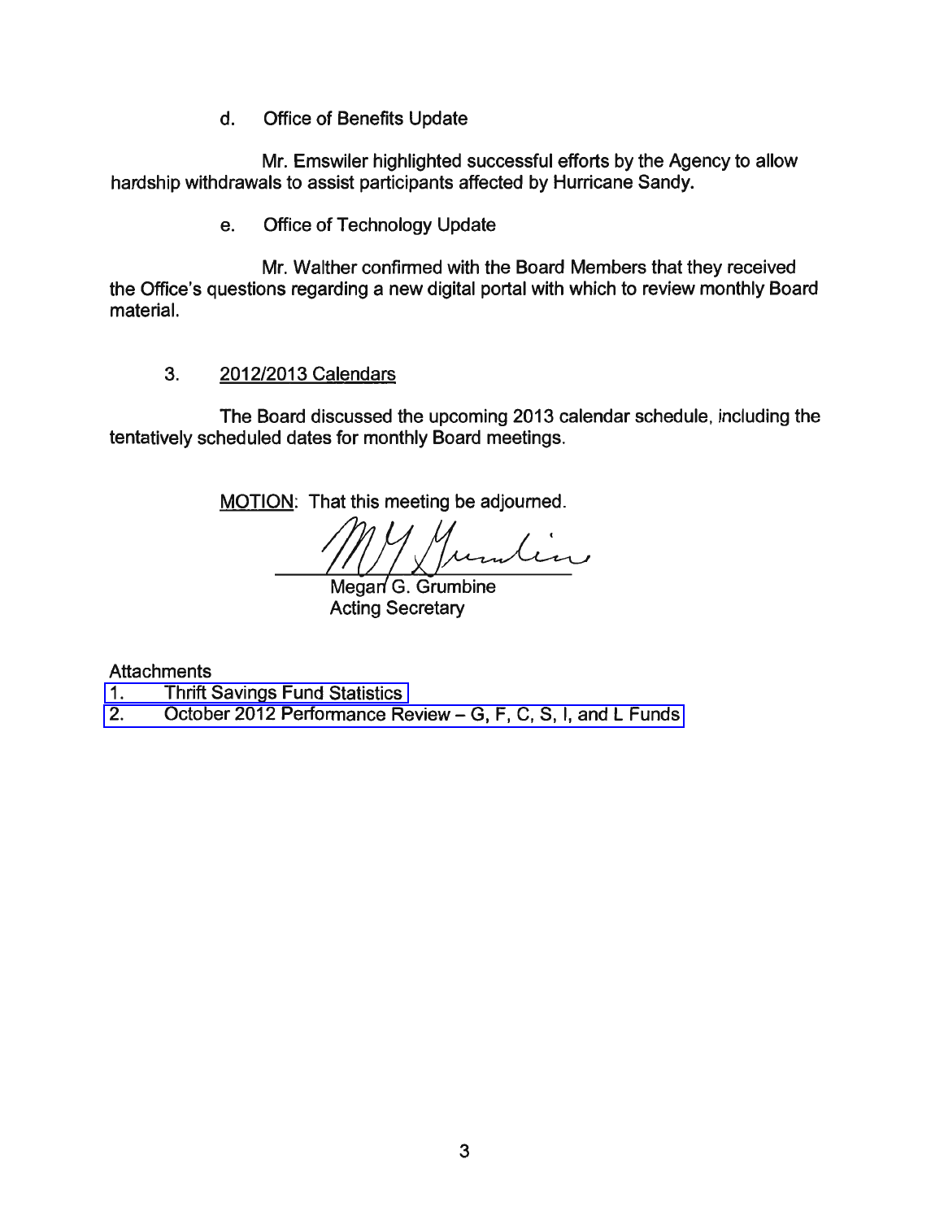d. Office of Benefits Update

Mr. Emswiler highlighted successful efforts by the Agency to allow hardship withdrawals to assist participants affected by Hurricane Sandy.

e. Office of Technology Update

Mr. Walther confirmed with the Board Members that they received the Office's questions regarding a new digital portal with which to review monthly Board material.

3. 2012/2013 Calendars

The Board discussed the upcoming 2013 calendar schedule, including the tentatively scheduled dates for monthly Board meetings.

MOTION: That this meeting be adjourned.

Megan G. Grumbine
Acting Secretary

Attachments

1. Thrift Savings Fund Statistics
2. October 2012 Performance Review – G, F, C, S, I, and L Funds